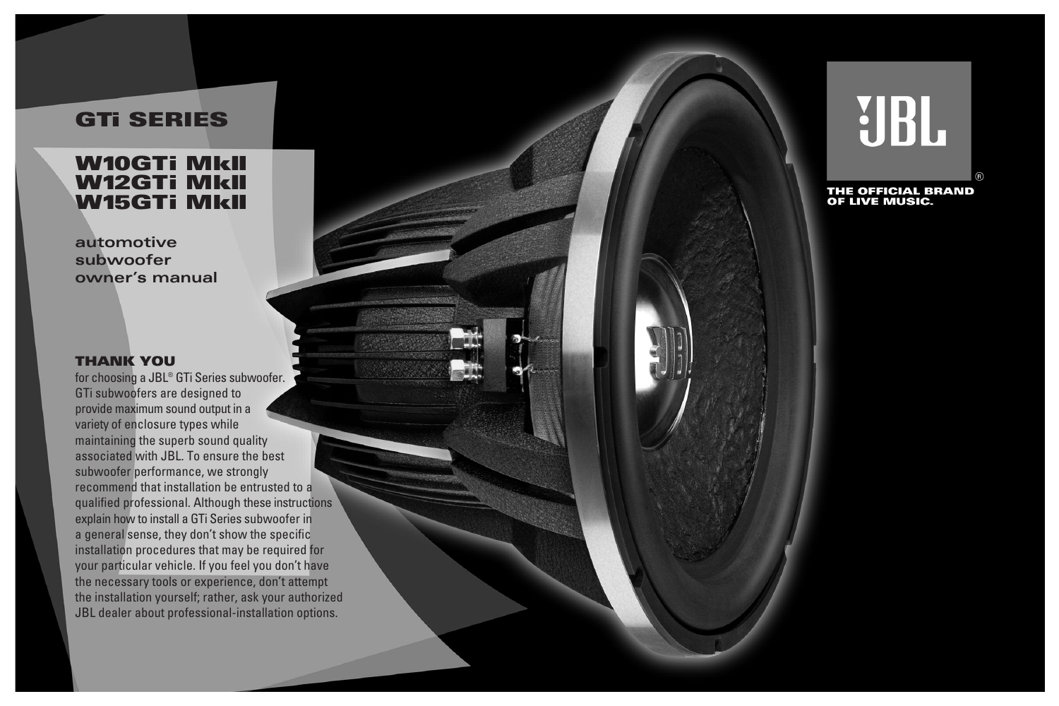# GTi SERIES

## W10GTi MkII
## W12GTi MkII
## W15GTi MkII

**automotive subwoofer owner's manual**

JBL®

THE OFFICIAL BRAND OF LIVE MUSIC.

### THANK YOU

for choosing a JBL® GTi Series subwoofer. GTi subwoofers are designed to provide maximum sound output in a variety of enclosure types while maintaining the superb sound quality associated with JBL. To ensure the best subwoofer performance, we strongly recommend that installation be entrusted to a qualified professional. Although these instructions explain how to install a GTi Series subwoofer in a general sense, they don't show the specific installation procedures that may be required for your particular vehicle. If you feel you don't have the necessary tools or experience, don't attempt the installation yourself; rather, ask your authorized JBL dealer about professional-installation options.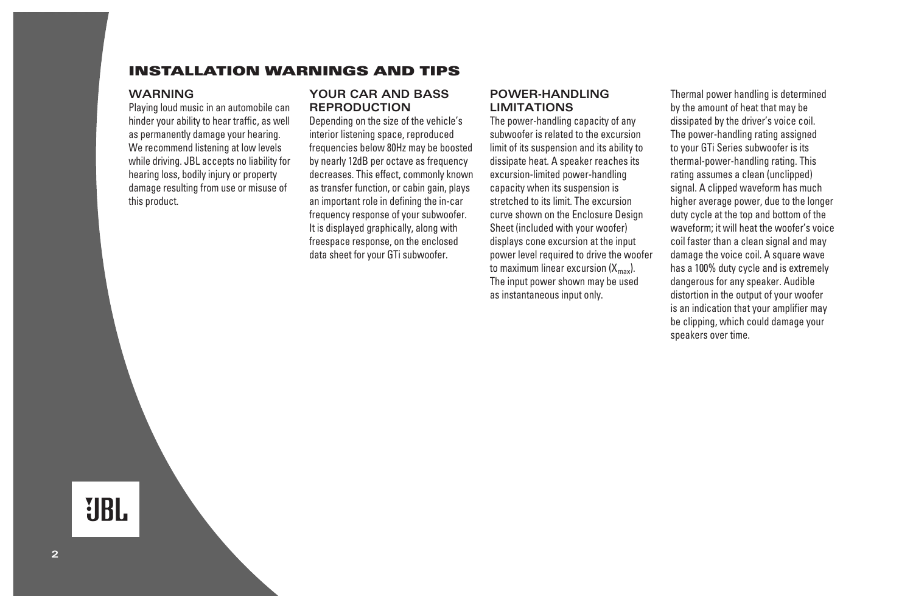# INSTALLATION WARNINGS AND TIPS

## WARNING

Playing loud music in an automobile can hinder your ability to hear traffic, as well as permanently damage your hearing. We recommend listening at low levels while driving. JBL accepts no liability for hearing loss, bodily injury or property damage resulting from use or misuse of this product.

## YOUR CAR AND BASS REPRODUCTION

Depending on the size of the vehicle's interior listening space, reproduced frequencies below 80Hz may be boosted by nearly 12dB per octave as frequency decreases. This effect, commonly known as transfer function, or cabin gain, plays an important role in defining the in-car frequency response of your subwoofer. It is displayed graphically, along with freespace response, on the enclosed data sheet for your GTi subwoofer.

## POWER-HANDLING LIMITATIONS

The power-handling capacity of any subwoofer is related to the excursion limit of its suspension and its ability to dissipate heat. A speaker reaches its excursion-limited power-handling capacity when its suspension is stretched to its limit. The excursion curve shown on the Enclosure Design Sheet (included with your woofer) displays cone excursion at the input power level required to drive the woofer to maximum linear excursion ($X_{max}$). The input power shown may be used as instantaneous input only.

Thermal power handling is determined by the amount of heat that may be dissipated by the driver's voice coil. The power-handling rating assigned to your GTi Series subwoofer is its thermal-power-handling rating. This rating assumes a clean (unclipped) signal. A clipped waveform has much higher average power, due to the longer duty cycle at the top and bottom of the waveform; it will heat the woofer's voice coil faster than a clean signal and may damage the voice coil. A square wave has a 100% duty cycle and is extremely dangerous for any speaker. Audible distortion in the output of your woofer is an indication that your amplifier may be clipping, which could damage your speakers over time.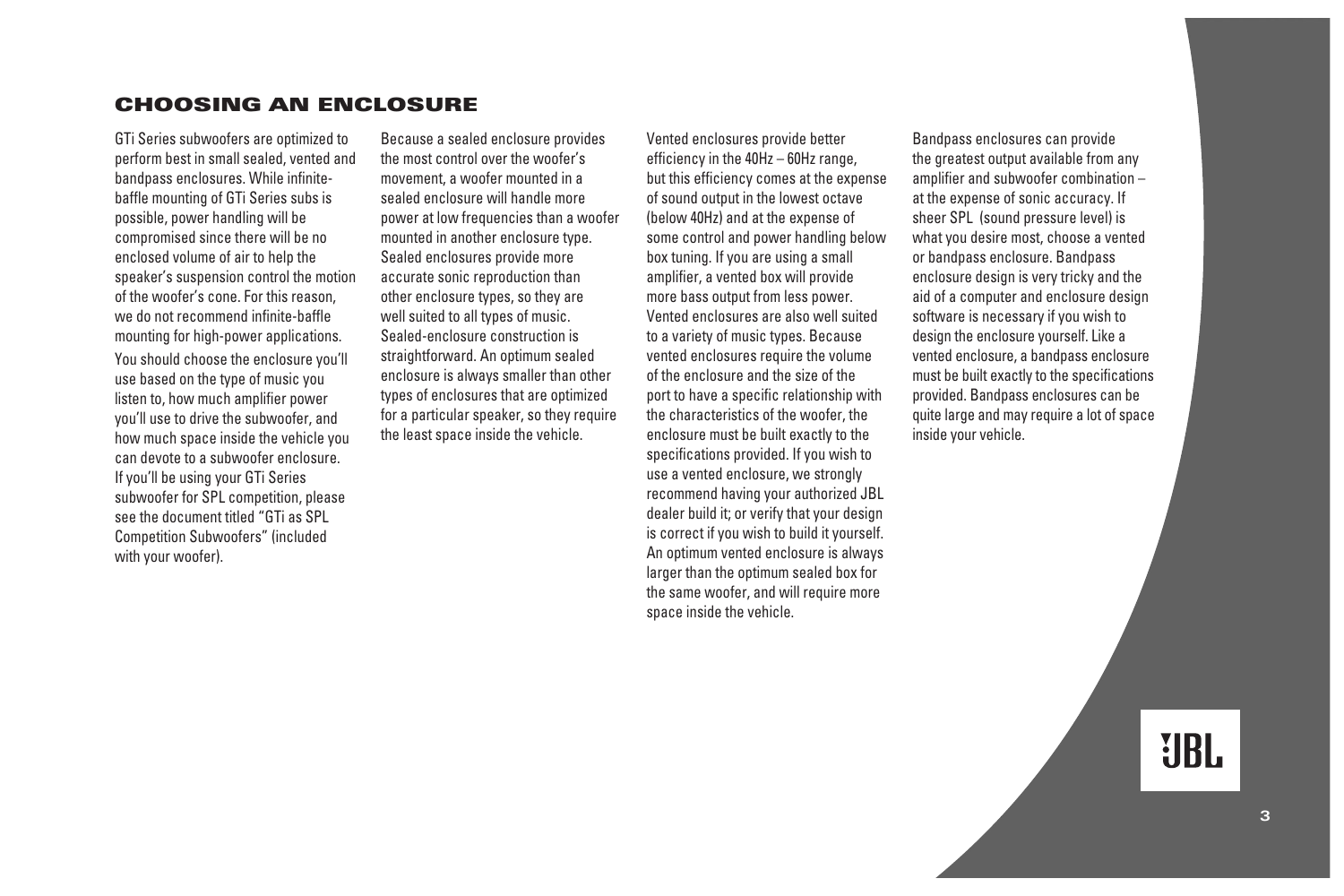## CHOOSING AN ENCLOSURE

GTi Series subwoofers are optimized to perform best in small sealed, vented and bandpass enclosures. While infinite-baffle mounting of GTi Series subs is possible, power handling will be compromised since there will be no enclosed volume of air to help the speaker's suspension control the motion of the woofer's cone. For this reason, we do not recommend infinite-baffle mounting for high-power applications.

You should choose the enclosure you'll use based on the type of music you listen to, how much amplifier power you'll use to drive the subwoofer, and how much space inside the vehicle you can devote to a subwoofer enclosure. If you'll be using your GTi Series subwoofer for SPL competition, please see the document titled "GTi as SPL Competition Subwoofers" (included with your woofer).

Because a sealed enclosure provides the most control over the woofer's movement, a woofer mounted in a sealed enclosure will handle more power at low frequencies than a woofer mounted in another enclosure type. Sealed enclosures provide more accurate sonic reproduction than other enclosure types, so they are well suited to all types of music. Sealed-enclosure construction is straightforward. An optimum sealed enclosure is always smaller than other types of enclosures that are optimized for a particular speaker, so they require the least space inside the vehicle.

Vented enclosures provide better efficiency in the 40Hz – 60Hz range, but this efficiency comes at the expense of sound output in the lowest octave (below 40Hz) and at the expense of some control and power handling below box tuning. If you are using a small amplifier, a vented box will provide more bass output from less power. Vented enclosures are also well suited to a variety of music types. Because vented enclosures require the volume of the enclosure and the size of the port to have a specific relationship with the characteristics of the woofer, the enclosure must be built exactly to the specifications provided. If you wish to use a vented enclosure, we strongly recommend having your authorized JBL dealer build it; or verify that your design is correct if you wish to build it yourself. An optimum vented enclosure is always larger than the optimum sealed box for the same woofer, and will require more space inside the vehicle.

Bandpass enclosures can provide the greatest output available from any amplifier and subwoofer combination – at the expense of sonic accuracy. If sheer SPL (sound pressure level) is what you desire most, choose a vented or bandpass enclosure. Bandpass enclosure design is very tricky and the aid of a computer and enclosure design software is necessary if you wish to design the enclosure yourself. Like a vented enclosure, a bandpass enclosure must be built exactly to the specifications provided. Bandpass enclosures can be quite large and may require a lot of space inside your vehicle.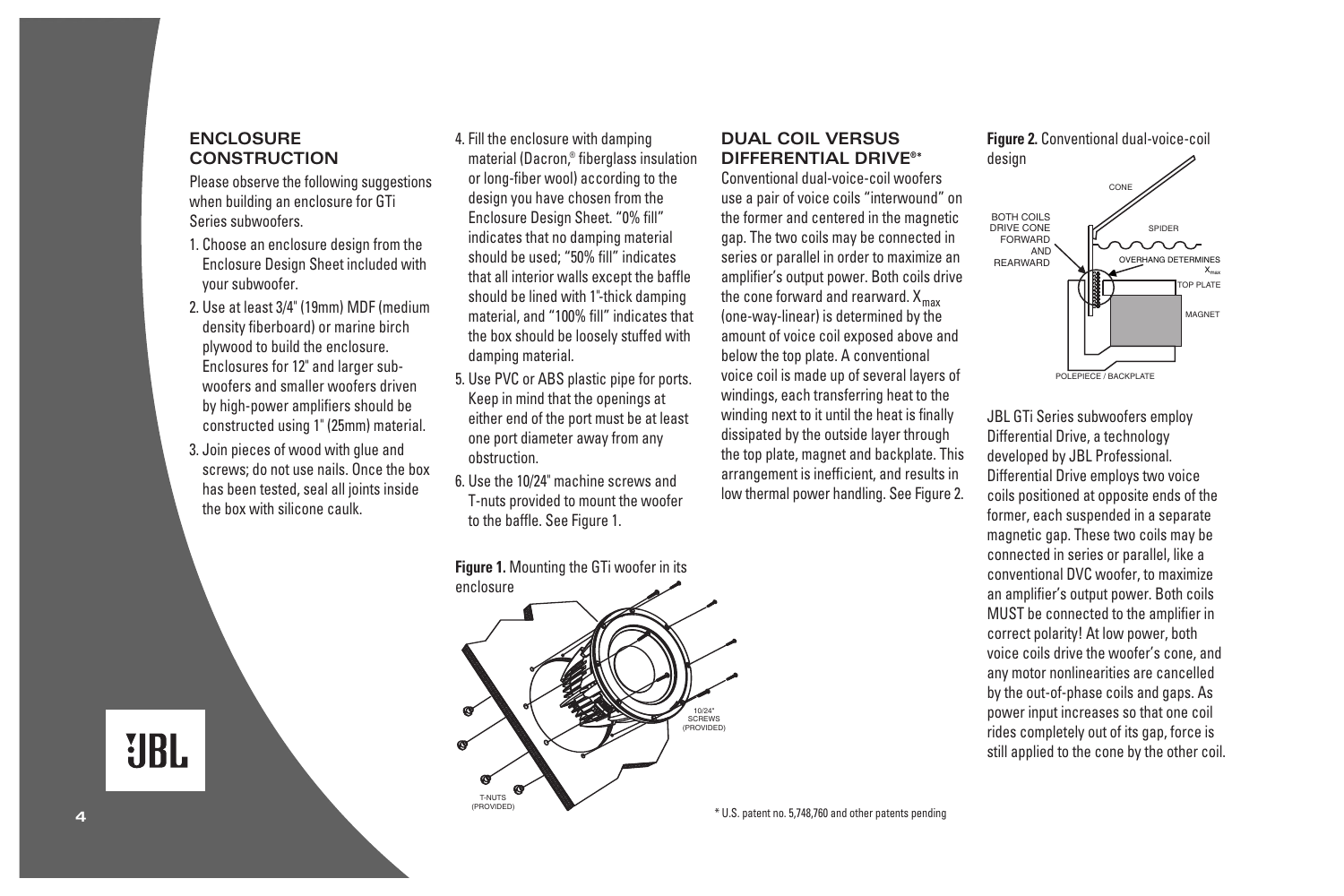## ENCLOSURE CONSTRUCTION

Please observe the following suggestions when building an enclosure for GTi Series subwoofers.

1. Choose an enclosure design from the Enclosure Design Sheet included with your subwoofer.
2. Use at least 3/4" (19mm) MDF (medium density fiberboard) or marine birch plywood to build the enclosure. Enclosures for 12" and larger subwoofers and smaller woofers driven by high-power amplifiers should be constructed using 1" (25mm) material.
3. Join pieces of wood with glue and screws; do not use nails. Once the box has been tested, seal all joints inside the box with silicone caulk.
4. Fill the enclosure with damping material (Dacron,® fiberglass insulation or long-fiber wool) according to the design you have chosen from the Enclosure Design Sheet. "0% fill" indicates that no damping material should be used; "50% fill" indicates that all interior walls except the baffle should be lined with 1"-thick damping material, and "100% fill" indicates that the box should be loosely stuffed with damping material.
5. Use PVC or ABS plastic pipe for ports. Keep in mind that the openings at either end of the port must be at least one port diameter away from any obstruction.
6. Use the 10/24" machine screws and T-nuts provided to mount the woofer to the baffle. See Figure 1.

**Figure 1.** Mounting the GTi woofer in its enclosure

## DUAL COIL VERSUS DIFFERENTIAL DRIVE®*

Conventional dual-voice-coil woofers use a pair of voice coils "interwound" on the former and centered in the magnetic gap. The two coils may be connected in series or parallel in order to maximize an amplifier's output power. Both coils drive the cone forward and rearward. $X_{max}$ (one-way-linear) is determined by the amount of voice coil exposed above and below the top plate. A conventional voice coil is made up of several layers of windings, each transferring heat to the winding next to it until the heat is finally dissipated by the outside layer through the top plate, magnet and backplate. This arrangement is inefficient, and results in low thermal power handling. See Figure 2.

**Figure 2.** Conventional dual-voice-coil design

JBL GTi Series subwoofers employ Differential Drive, a technology developed by JBL Professional. Differential Drive employs two voice coils positioned at opposite ends of the former, each suspended in a separate magnetic gap. These two coils may be connected in series or parallel, like a conventional DVC woofer, to maximize an amplifier's output power. Both coils MUST be connected to the amplifier in correct polarity! At low power, both voice coils drive the woofer's cone, and any motor nonlinearities are cancelled by the out-of-phase coils and gaps. As power input increases so that one coil rides completely out of its gap, force is still applied to the cone by the other coil.

\* U.S. patent no. 5,748,760 and other patents pending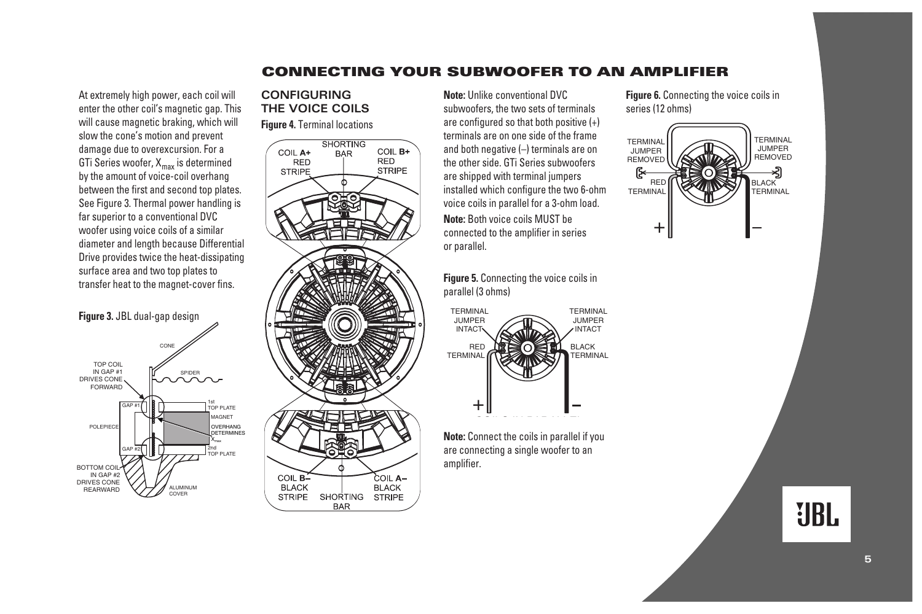## CONNECTING YOUR SUBWOOFER TO AN AMPLIFIER

At extremely high power, each coil will enter the other coil's magnetic gap. This will cause magnetic braking, which will slow the cone's motion and prevent damage due to overexcursion. For a GTi Series woofer, $X_{max}$ is determined by the amount of voice-coil overhang between the first and second top plates. See Figure 3. Thermal power handling is far superior to a conventional DVC woofer using voice coils of a similar diameter and length because Differential Drive provides twice the heat-dissipating surface area and two top plates to transfer heat to the magnet-cover fins.

**Figure 3.** JBL dual-gap design

### CONFIGURING THE VOICE COILS

**Figure 4.** Terminal locations

**Note:** Unlike conventional DVC subwoofers, the two sets of terminals are configured so that both positive (+) terminals are on one side of the frame and both negative (–) terminals are on the other side. GTi Series subwoofers are shipped with terminal jumpers installed which configure the two 6-ohm voice coils in parallel for a 3-ohm load.

**Note:** Both voice coils MUST be connected to the amplifier in series or parallel.

**Figure 5.** Connecting the voice coils in parallel (3 ohms)

**Note:** Connect the coils in parallel if you are connecting a single woofer to an amplifier.

**Figure 6.** Connecting the voice coils in series (12 ohms)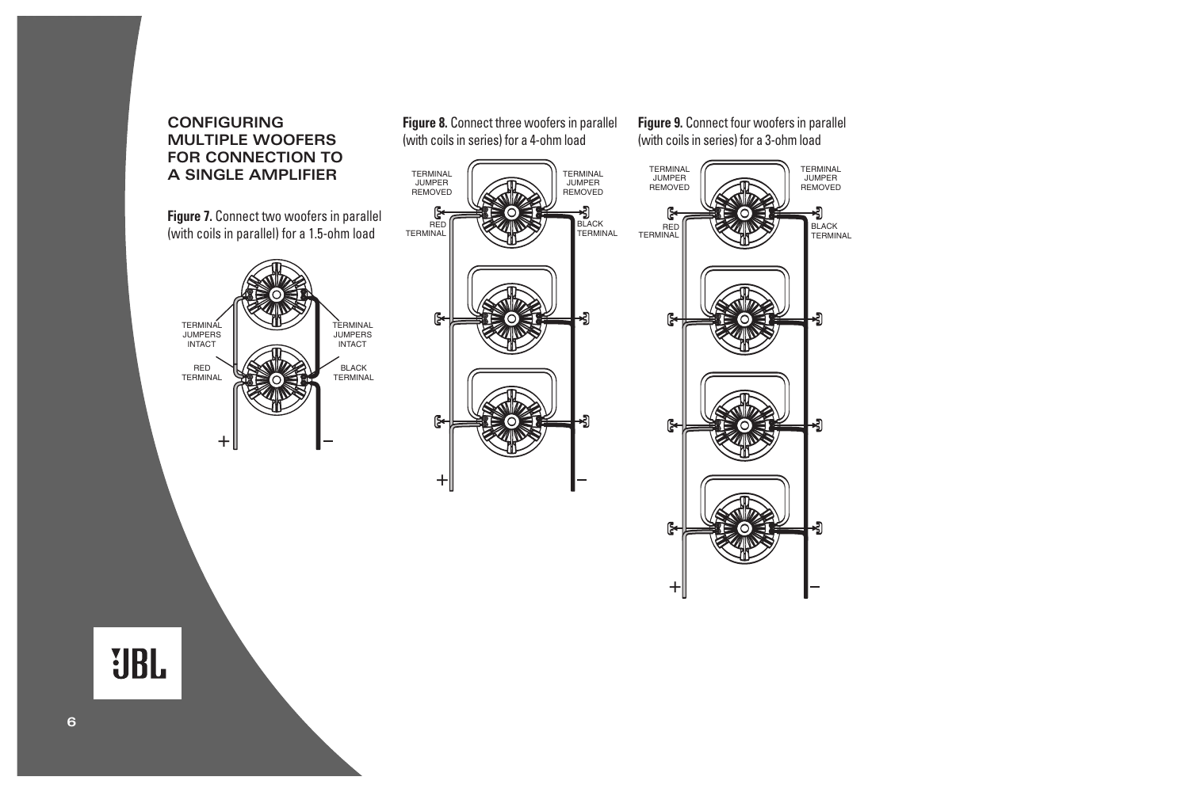## CONFIGURING MULTIPLE WOOFERS FOR CONNECTION TO A SINGLE AMPLIFIER

**Figure 7.** Connect two woofers in parallel (with coils in parallel) for a 1.5-ohm load

TERMINAL JUMPERS INTACT

TERMINAL JUMPERS INTACT

RED TERMINAL

BLACK TERMINAL

+ –

**Figure 8.** Connect three woofers in parallel (with coils in series) for a 4-ohm load

TERMINAL JUMPER REMOVED

TERMINAL JUMPER REMOVED

RED TERMINAL

BLACK TERMINAL

+ –

**Figure 9.** Connect four woofers in parallel (with coils in series) for a 3-ohm load

TERMINAL JUMPER REMOVED

TERMINAL JUMPER REMOVED

RED TERMINAL

BLACK TERMINAL

+ –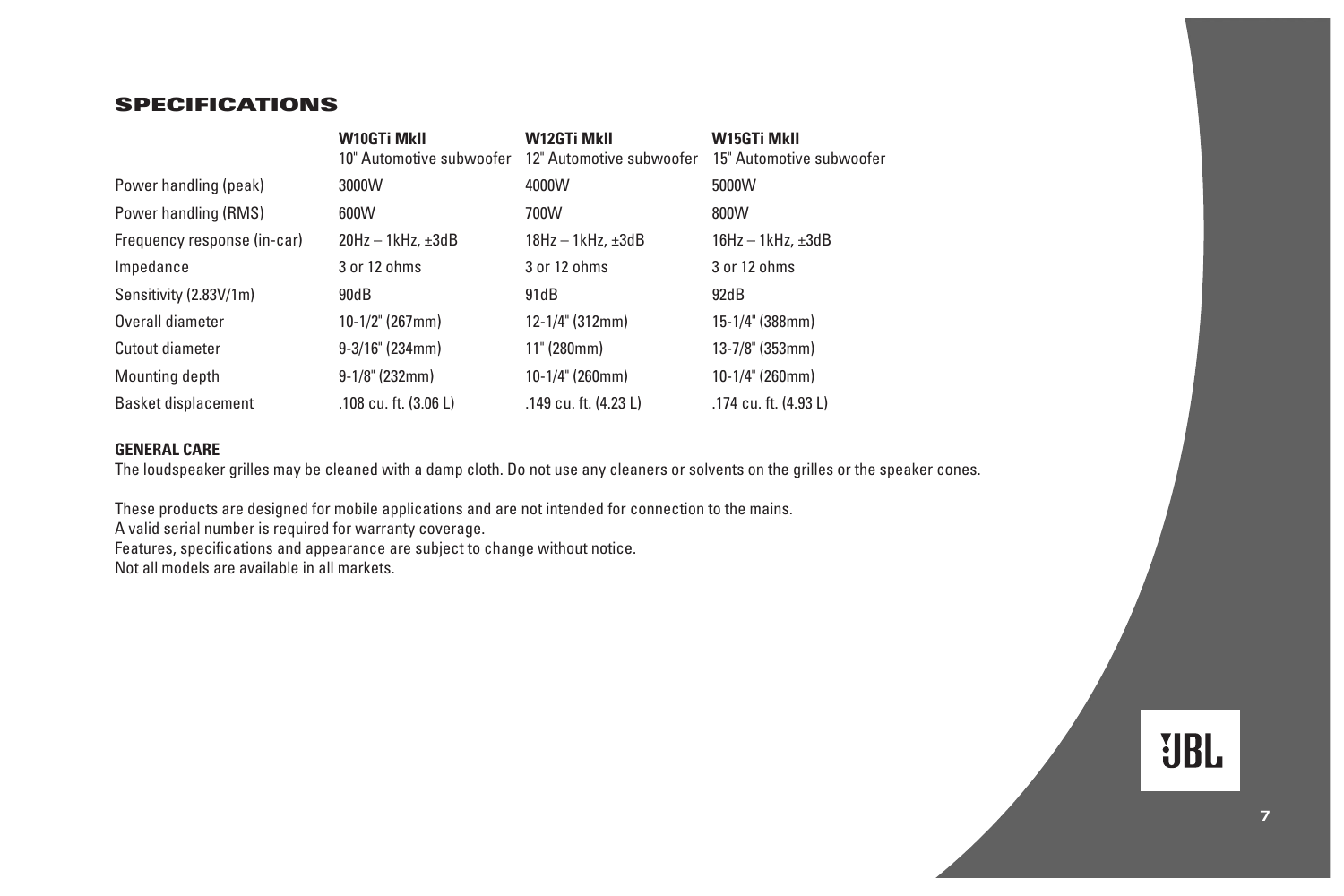## SPECIFICATIONS

| | **W10GTi MkII**<br>10" Automotive subwoofer | **W12GTi MkII**<br>12" Automotive subwoofer | **W15GTi MkII**<br>15" Automotive subwoofer |
|---|---|---|---|
| Power handling (peak) | 3000W | 4000W | 5000W |
| Power handling (RMS) | 600W | 700W | 800W |
| Frequency response (in-car) | 20Hz – 1kHz, ±3dB | 18Hz – 1kHz, ±3dB | 16Hz – 1kHz, ±3dB |
| Impedance | 3 or 12 ohms | 3 or 12 ohms | 3 or 12 ohms |
| Sensitivity (2.83V/1m) | 90dB | 91dB | 92dB |
| Overall diameter | 10-1/2" (267mm) | 12-1/4" (312mm) | 15-1/4" (388mm) |
| Cutout diameter | 9-3/16" (234mm) | 11" (280mm) | 13-7/8" (353mm) |
| Mounting depth | 9-1/8" (232mm) | 10-1/4" (260mm) | 10-1/4" (260mm) |
| Basket displacement | .108 cu. ft. (3.06 L) | .149 cu. ft. (4.23 L) | .174 cu. ft. (4.93 L) |

**GENERAL CARE**

The loudspeaker grilles may be cleaned with a damp cloth. Do not use any cleaners or solvents on the grilles or the speaker cones.

These products are designed for mobile applications and are not intended for connection to the mains.
A valid serial number is required for warranty coverage.
Features, specifications and appearance are subject to change without notice.
Not all models are available in all markets.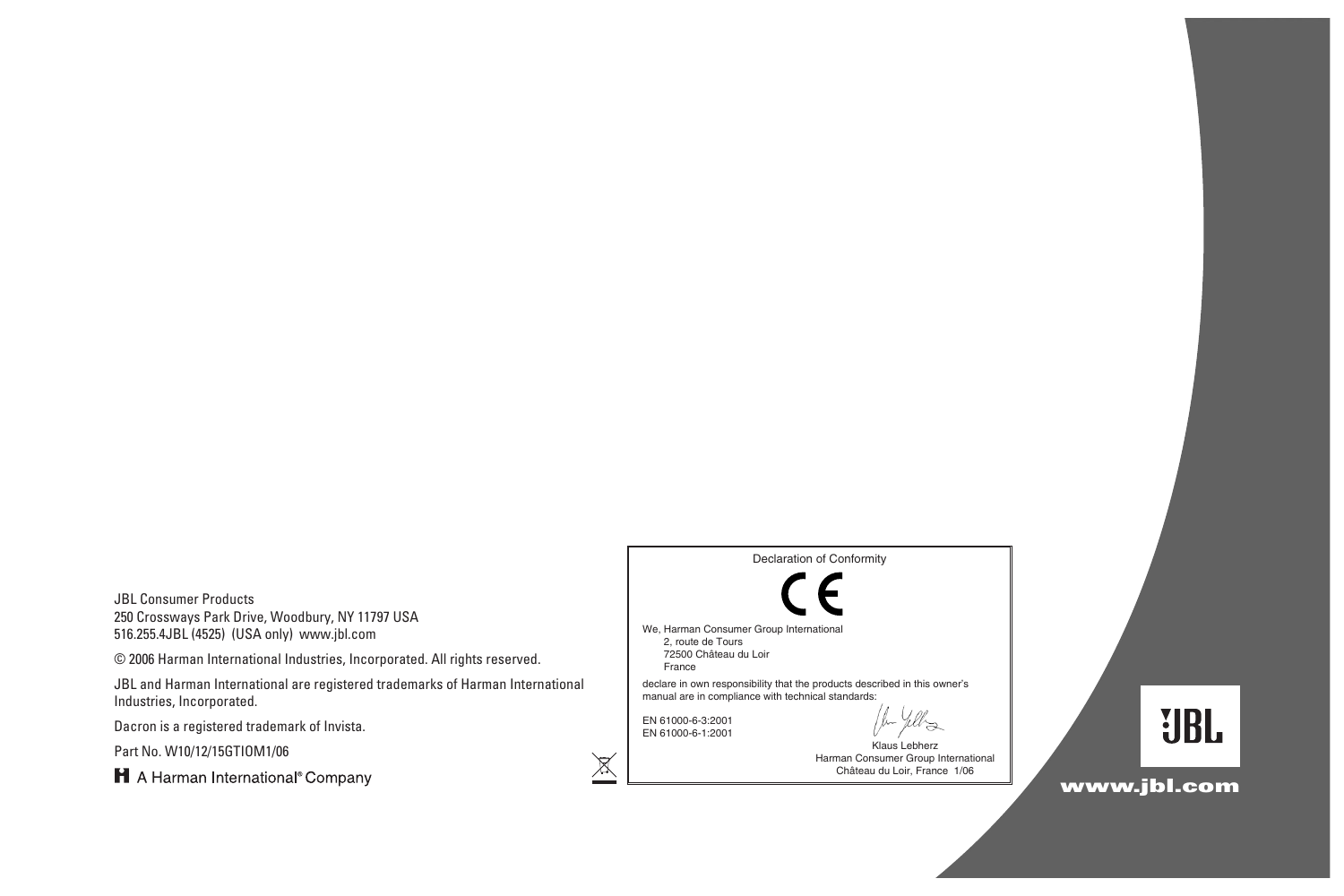JBL Consumer Products
250 Crossways Park Drive, Woodbury, NY 11797 USA
516.255.4JBL (4525) (USA only) www.jbl.com

© 2006 Harman International Industries, Incorporated. All rights reserved.

JBL and Harman International are registered trademarks of Harman International Industries, Incorporated.

Dacron is a registered trademark of Invista.

Part No. W10/12/15GTIOM1/06

A Harman International® Company

Declaration of Conformity

CE

We, Harman Consumer Group International
2, route de Tours
72500 Château du Loir
France

declare in own responsibility that the products described in this owner's manual are in compliance with technical standards:

EN 61000-6-3:2001
EN 61000-6-1:2001

Klaus Lebherz
Harman Consumer Group International
Château du Loir, France 1/06

JBL

www.jbl.com